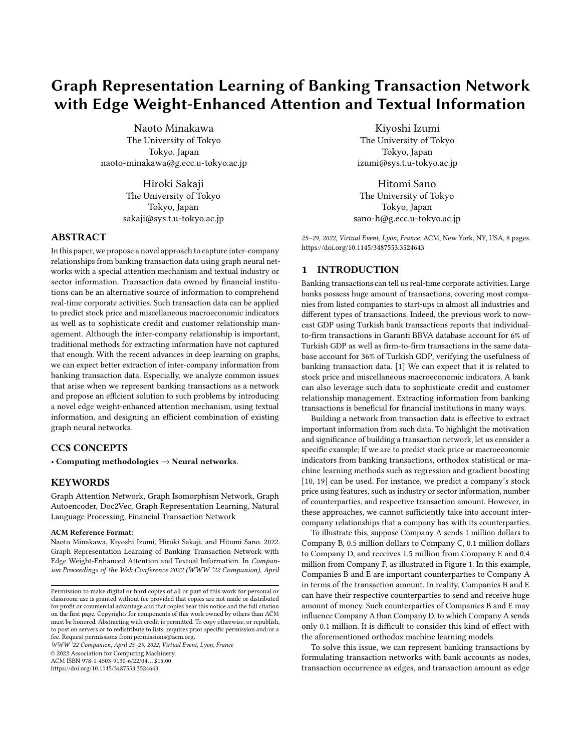# Graph Representation Learning of Banking Transaction Network with Edge Weight-Enhanced Attention and Textual Information

Naoto Minakawa
The University of Tokyo
Tokyo, Japan
naoto-minakawa@g.ecc.u-tokyo.ac.jp

Kiyoshi Izumi
The University of Tokyo
Tokyo, Japan
izumi@sys.t.u-tokyo.ac.jp

Hiroki Sakaji
The University of Tokyo
Tokyo, Japan
sakaji@sys.t.u-tokyo.ac.jp

Hitomi Sano
The University of Tokyo
Tokyo, Japan
sano-h@g.ecc.u-tokyo.ac.jp

## ABSTRACT

In this paper, we propose a novel approach to capture inter-company relationships from banking transaction data using graph neural networks with a special attention mechanism and textual industry or sector information. Transaction data owned by financial institutions can be an alternative source of information to comprehend real-time corporate activities. Such transaction data can be applied to predict stock price and miscellaneous macroeconomic indicators as well as to sophisticate credit and customer relationship management. Although the inter-company relationship is important, traditional methods for extracting information have not captured that enough. With the recent advances in deep learning on graphs, we can expect better extraction of inter-company information from banking transaction data. Especially, we analyze common issues that arise when we represent banking transactions as a network and propose an efficient solution to such problems by introducing a novel edge weight-enhanced attention mechanism, using textual information, and designing an efficient combination of existing graph neural networks.

## CCS CONCEPTS

• **Computing methodologies → Neural networks**.

## KEYWORDS

Graph Attention Network, Graph Isomorphism Network, Graph Autoencoder, Doc2Vec, Graph Representation Learning, Natural Language Processing, Financial Transaction Network

**ACM Reference Format:**
Naoto Minakawa, Kiyoshi Izumi, Hiroki Sakaji, and Hitomi Sano. 2022. Graph Representation Learning of Banking Transaction Network with Edge Weight-Enhanced Attention and Textual Information. In *Companion Proceedings of the Web Conference 2022 (WWW '22 Companion), April 25–29, 2022, Virtual Event, Lyon, France.* ACM, New York, NY, USA, 8 pages. https://doi.org/10.1145/3487553.3524643

Permission to make digital or hard copies of all or part of this work for personal or classroom use is granted without fee provided that copies are not made or distributed for profit or commercial advantage and that copies bear this notice and the full citation on the first page. Copyrights for components of this work owned by others than ACM must be honored. Abstracting with credit is permitted. To copy otherwise, or republish, to post on servers or to redistribute to lists, requires prior specific permission and/or a fee. Request permissions from permissions@acm.org.
*WWW '22 Companion, April 25–29, 2022, Virtual Event, Lyon, France*
© 2022 Association for Computing Machinery.
ACM ISBN 978-1-4503-9130-6/22/04…$15.00
https://doi.org/10.1145/3487553.3524643

## 1 INTRODUCTION

Banking transactions can tell us real-time corporate activities. Large banks possess huge amount of transactions, covering most companies from listed companies to start-ups in almost all industries and different types of transactions. Indeed, the previous work to now-cast GDP using Turkish bank transactions reports that individual-to-firm transactions in Garanti BBVA database account for 6% of Turkish GDP as well as firm-to-firm transactions in the same database account for 36% of Turkish GDP, verifying the usefulness of banking transaction data. [1] We can expect that it is related to stock price and miscellaneous macroeconomic indicators. A bank can also leverage such data to sophisticate credit and customer relationship management. Extracting information from banking transactions is beneficial for financial institutions in many ways.

Building a network from transaction data is effective to extract important information from such data. To highlight the motivation and significance of building a transaction network, let us consider a specific example; If we are to predict stock price or macroeconomic indicators from banking transactions, orthodox statistical or machine learning methods such as regression and gradient boosting [10, 19] can be used. For instance, we predict a company's stock price using features, such as industry or sector information, number of counterparties, and respective transaction amount. However, in these approaches, we cannot sufficiently take into account inter-company relationships that a company has with its counterparties.

To illustrate this, suppose Company A sends 1 million dollars to Company B, 0.5 million dollars to Company C, 0.1 million dollars to Company D, and receives 1.5 million from Company E and 0.4 million from Company F, as illustrated in Figure 1. In this example, Companies B and E are important counterparties to Company A in terms of the transaction amount. In reality, Companies B and E can have their respective counterparties to send and receive huge amount of money. Such counterparties of Companies B and E may influence Company A than Company D, to which Company A sends only 0.1 million. It is difficult to consider this kind of effect with the aforementioned orthodox machine learning models.

To solve this issue, we can represent banking transactions by formulating transaction networks with bank accounts as nodes, transaction occurrence as edges, and transaction amount as edge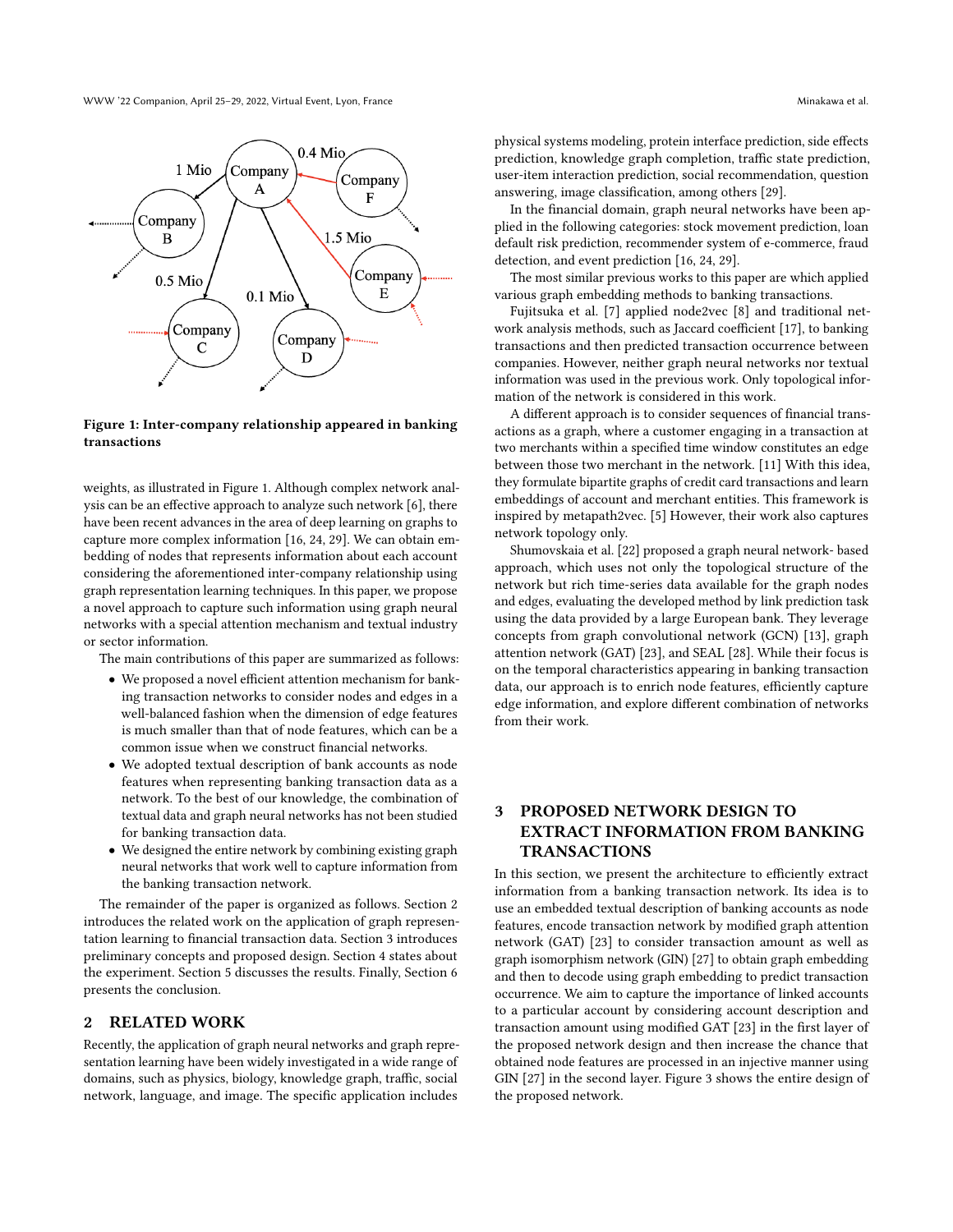Figure 1: Inter-company relationship appeared in banking transactions

weights, as illustrated in Figure 1. Although complex network analysis can be an effective approach to analyze such network [6], there have been recent advances in the area of deep learning on graphs to capture more complex information [16, 24, 29]. We can obtain embedding of nodes that represents information about each account considering the aforementioned inter-company relationship using graph representation learning techniques. In this paper, we propose a novel approach to capture such information using graph neural networks with a special attention mechanism and textual industry or sector information.

The main contributions of this paper are summarized as follows:

- We proposed a novel efficient attention mechanism for banking transaction networks to consider nodes and edges in a well-balanced fashion when the dimension of edge features is much smaller than that of node features, which can be a common issue when we construct financial networks.
- We adopted textual description of bank accounts as node features when representing banking transaction data as a network. To the best of our knowledge, the combination of textual data and graph neural networks has not been studied for banking transaction data.
- We designed the entire network by combining existing graph neural networks that work well to capture information from the banking transaction network.

The remainder of the paper is organized as follows. Section 2 introduces the related work on the application of graph representation learning to financial transaction data. Section 3 introduces preliminary concepts and proposed design. Section 4 states about the experiment. Section 5 discusses the results. Finally, Section 6 presents the conclusion.

## 2 RELATED WORK

Recently, the application of graph neural networks and graph representation learning have been widely investigated in a wide range of domains, such as physics, biology, knowledge graph, traffic, social network, language, and image. The specific application includes physical systems modeling, protein interface prediction, side effects prediction, knowledge graph completion, traffic state prediction, user-item interaction prediction, social recommendation, question answering, image classification, among others [29].

In the financial domain, graph neural networks have been applied in the following categories: stock movement prediction, loan default risk prediction, recommender system of e-commerce, fraud detection, and event prediction [16, 24, 29].

The most similar previous works to this paper are which applied various graph embedding methods to banking transactions.

Fujitsuka et al. [7] applied node2vec [8] and traditional network analysis methods, such as Jaccard coefficient [17], to banking transactions and then predicted transaction occurrence between companies. However, neither graph neural networks nor textual information was used in the previous work. Only topological information of the network is considered in this work.

A different approach is to consider sequences of financial transactions as a graph, where a customer engaging in a transaction at two merchants within a specified time window constitutes an edge between those two merchant in the network. [11] With this idea, they formulate bipartite graphs of credit card transactions and learn embeddings of account and merchant entities. This framework is inspired by metapath2vec. [5] However, their work also captures network topology only.

Shumovskaia et al. [22] proposed a graph neural network- based approach, which uses not only the topological structure of the network but rich time-series data available for the graph nodes and edges, evaluating the developed method by link prediction task using the data provided by a large European bank. They leverage concepts from graph convolutional network (GCN) [13], graph attention network (GAT) [23], and SEAL [28]. While their focus is on the temporal characteristics appearing in banking transaction data, our approach is to enrich node features, efficiently capture edge information, and explore different combination of networks from their work.

## 3 PROPOSED NETWORK DESIGN TO EXTRACT INFORMATION FROM BANKING TRANSACTIONS

In this section, we present the architecture to efficiently extract information from a banking transaction network. Its idea is to use an embedded textual description of banking accounts as node features, encode transaction network by modified graph attention network (GAT) [23] to consider transaction amount as well as graph isomorphism network (GIN) [27] to obtain graph embedding and then to decode using graph embedding to predict transaction occurrence. We aim to capture the importance of linked accounts to a particular account by considering account description and transaction amount using modified GAT [23] in the first layer of the proposed network design and then increase the chance that obtained node features are processed in an injective manner using GIN [27] in the second layer. Figure 3 shows the entire design of the proposed network.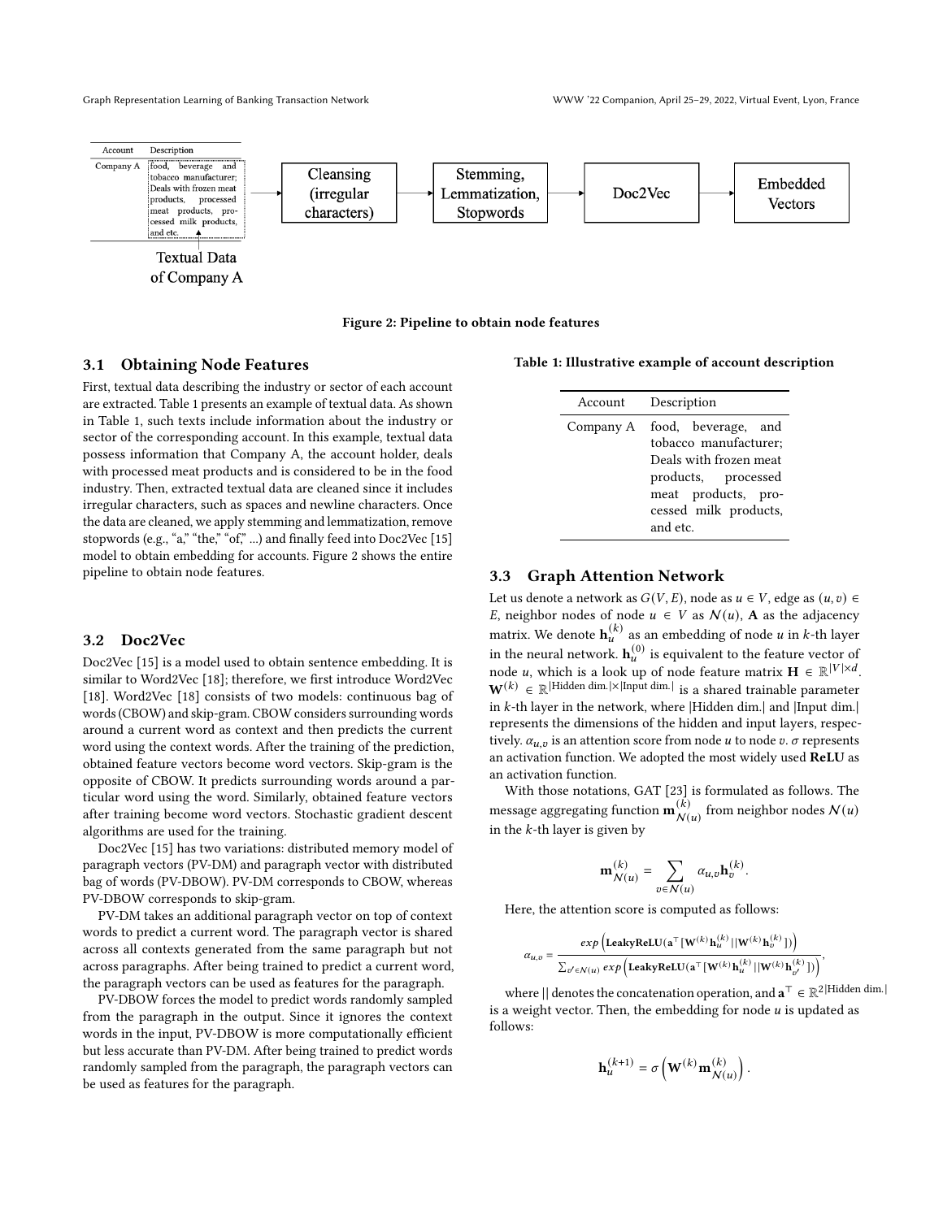Figure 2: Pipeline to obtain node features

## 3.1 Obtaining Node Features

First, textual data describing the industry or sector of each account are extracted. Table 1 presents an example of textual data. As shown in Table 1, such texts include information about the industry or sector of the corresponding account. In this example, textual data possess information that Company A, the account holder, deals with processed meat products and is considered to be in the food industry. Then, extracted textual data are cleaned since it includes irregular characters, such as spaces and newline characters. Once the data are cleaned, we apply stemming and lemmatization, remove stopwords (e.g., "a," "the," "of," ...) and finally feed into Doc2Vec [15] model to obtain embedding for accounts. Figure 2 shows the entire pipeline to obtain node features.

## 3.2 Doc2Vec

Doc2Vec [15] is a model used to obtain sentence embedding. It is similar to Word2Vec [18]; therefore, we first introduce Word2Vec [18]. Word2Vec [18] consists of two models: continuous bag of words (CBOW) and skip-gram. CBOW considers surrounding words around a current word as context and then predicts the current word using the context words. After the training of the prediction, obtained feature vectors become word vectors. Skip-gram is the opposite of CBOW. It predicts surrounding words around a particular word using the word. Similarly, obtained feature vectors after training become word vectors. Stochastic gradient descent algorithms are used for the training.

Doc2Vec [15] has two variations: distributed memory model of paragraph vectors (PV-DM) and paragraph vector with distributed bag of words (PV-DBOW). PV-DM corresponds to CBOW, whereas PV-DBOW corresponds to skip-gram.

PV-DM takes an additional paragraph vector on top of context words to predict a current word. The paragraph vector is shared across all contexts generated from the same paragraph but not across paragraphs. After being trained to predict a current word, the paragraph vectors can be used as features for the paragraph.

PV-DBOW forces the model to predict words randomly sampled from the paragraph in the output. Since it ignores the context words in the input, PV-DBOW is more computationally efficient but less accurate than PV-DM. After being trained to predict words randomly sampled from the paragraph, the paragraph vectors can be used as features for the paragraph.

Table 1: Illustrative example of account description

| Account | Description |
|---|---|
| Company A | food, beverage, and tobacco manufacturer; Deals with frozen meat products, processed meat products, processed milk products, and etc. |

## 3.3 Graph Attention Network

Let us denote a network as $G(V, E)$, node as $u \in V$, edge as $(u, v) \in E$, neighbor nodes of node $u \in V$ as $\mathcal{N}(u)$, $\mathbf{A}$ as the adjacency matrix. We denote $\mathbf{h}_u^{(k)}$ as an embedding of node $u$ in $k$-th layer in the neural network. $\mathbf{h}_u^{(0)}$ is equivalent to the feature vector of node $u$, which is a look up of node feature matrix $\mathbf{H} \in \mathbb{R}^{|V| \times d}$. $\mathbf{W}^{(k)} \in \mathbb{R}^{|\text{Hidden dim.}| \times |\text{Input dim.}|}$ is a shared trainable parameter in $k$-th layer in the network, where |Hidden dim.| and |Input dim.| represents the dimensions of the hidden and input layers, respectively. $\alpha_{u,v}$ is an attention score from node $u$ to node $v$. $\sigma$ represents an activation function. We adopted the most widely used **ReLU** as an activation function.

With those notations, GAT [23] is formulated as follows. The message aggregating function $\mathbf{m}_{\mathcal{N}(u)}^{(k)}$ from neighbor nodes $\mathcal{N}(u)$ in the $k$-th layer is given by

$$\mathbf{m}_{\mathcal{N}(u)}^{(k)} = \sum_{v \in \mathcal{N}(u)} \alpha_{u,v} \mathbf{h}_v^{(k)}.$$

Here, the attention score is computed as follows:

$$\alpha_{u,v} = \frac{exp\left(\mathbf{LeakyReLU}(\mathbf{a}^\top [\mathbf{W}^{(k)}\mathbf{h}_u^{(k)} || \mathbf{W}^{(k)}\mathbf{h}_v^{(k)}])\right)}{\sum_{v' \in \mathcal{N}(u)} exp\left(\mathbf{LeakyReLU}(\mathbf{a}^\top [\mathbf{W}^{(k)}\mathbf{h}_u^{(k)} || \mathbf{W}^{(k)}\mathbf{h}_{v'}^{(k)}])\right)},$$

where $||$ denotes the concatenation operation, and $\mathbf{a}^\top \in \mathbb{R}^{2|\text{Hidden dim.}|}$ is a weight vector. Then, the embedding for node $u$ is updated as follows:

$$\mathbf{h}_u^{(k+1)} = \sigma\left(\mathbf{W}^{(k)} \mathbf{m}_{\mathcal{N}(u)}^{(k)}\right).$$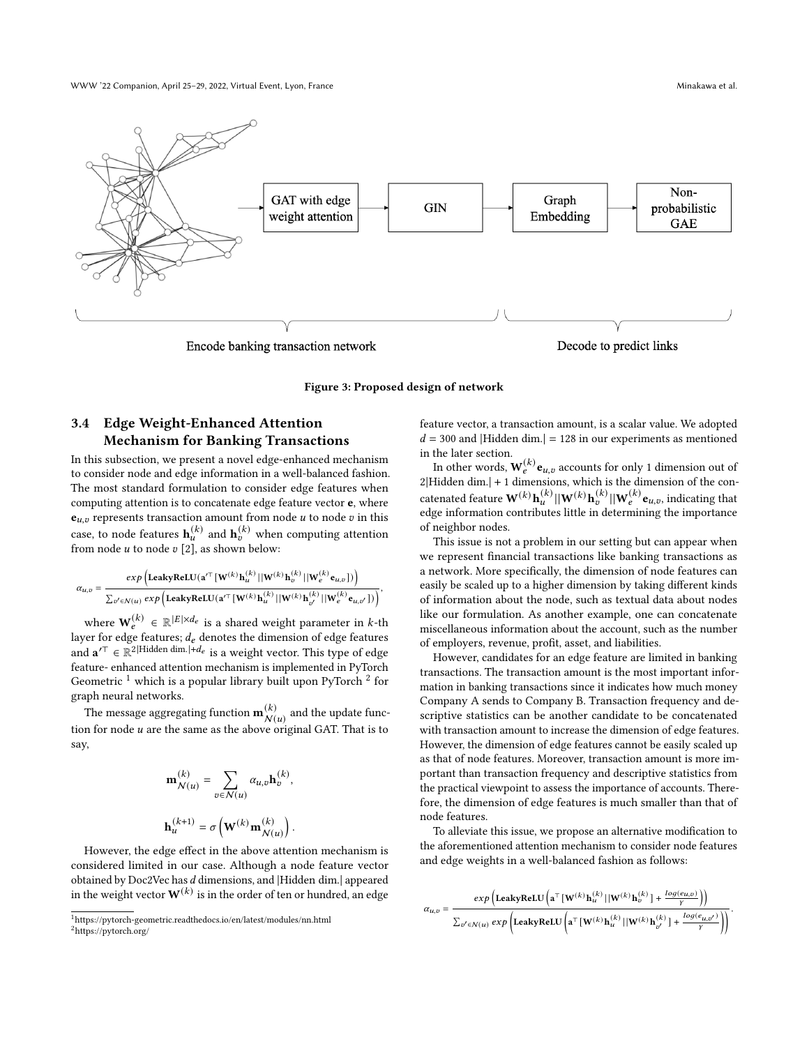Figure 3: Proposed design of network

### 3.4 Edge Weight-Enhanced Attention Mechanism for Banking Transactions

In this subsection, we present a novel edge-enhanced mechanism to consider node and edge information in a well-balanced fashion. The most standard formulation to consider edge features when computing attention is to concatenate edge feature vector $\mathbf{e}$, where $\mathbf{e}_{u,v}$ represents transaction amount from node $u$ to node $v$ in this case, to node features $\mathbf{h}_u^{(k)}$ and $\mathbf{h}_v^{(k)}$ when computing attention from node $u$ to node $v$ [2], as shown below:

$$\alpha_{u,v} = \frac{exp\left(\mathbf{LeakyReLU}(\mathbf{a}'^{\top}[\mathbf{W}^{(k)}\mathbf{h}_u^{(k)}||\mathbf{W}^{(k)}\mathbf{h}_v^{(k)}||\mathbf{W}_e^{(k)}\mathbf{e}_{u,v}])\right)}{\sum_{v' \in \mathcal{N}(u)} exp\left(\mathbf{LeakyReLU}(\mathbf{a}'^{\top}[\mathbf{W}^{(k)}\mathbf{h}_u^{(k)}||\mathbf{W}^{(k)}\mathbf{h}_{v'}^{(k)}||\mathbf{W}_e^{(k)}\mathbf{e}_{u,v'}])\right)},$$

where $\mathbf{W}_e^{(k)} \in \mathbb{R}^{|E| \times d_e}$ is a shared weight parameter in $k$-th layer for edge features; $d_e$ denotes the dimension of edge features and $\mathbf{a}'^{\top} \in \mathbb{R}^{2|\text{Hidden dim.}|+d_e}$ is a weight vector. This type of edge feature- enhanced attention mechanism is implemented in PyTorch Geometric [1] which is a popular library built upon PyTorch [2] for graph neural networks.

The message aggregating function $\mathbf{m}_{\mathcal{N}(u)}^{(k)}$ and the update function for node $u$ are the same as the above original GAT. That is to say,

$$\mathbf{m}_{\mathcal{N}(u)}^{(k)} = \sum_{v \in \mathcal{N}(u)} \alpha_{u,v}\mathbf{h}_v^{(k)},$$

$$\mathbf{h}_u^{(k+1)} = \sigma\left(\mathbf{W}^{(k)}\mathbf{m}_{\mathcal{N}(u)}^{(k)}\right).$$

However, the edge effect in the above attention mechanism is considered limited in our case. Although a node feature vector obtained by Doc2Vec has $d$ dimensions, and |Hidden dim.| appeared in the weight vector $\mathbf{W}^{(k)}$ is in the order of ten or hundred, an edge feature vector, a transaction amount, is a scalar value. We adopted $d = 300$ and |Hidden dim.| = 128 in our experiments as mentioned in the later section.

In other words, $\mathbf{W}_e^{(k)}\mathbf{e}_{u,v}$ accounts for only 1 dimension out of 2|Hidden dim.| + 1 dimensions, which is the dimension of the concatenated feature $\mathbf{W}^{(k)}\mathbf{h}_u^{(k)}||\mathbf{W}^{(k)}\mathbf{h}_v^{(k)}||\mathbf{W}_e^{(k)}\mathbf{e}_{u,v}$, indicating that edge information contributes little in determining the importance of neighbor nodes.

This issue is not a problem in our setting but can appear when we represent financial transactions like banking transactions as a network. More specifically, the dimension of node features can easily be scaled up to a higher dimension by taking different kinds of information about the node, such as textual data about nodes like our formulation. As another example, one can concatenate miscellaneous information about the account, such as the number of employers, revenue, profit, asset, and liabilities.

However, candidates for an edge feature are limited in banking transactions. The transaction amount is the most important information in banking transactions since it indicates how much money Company A sends to Company B. Transaction frequency and descriptive statistics can be another candidate to be concatenated with transaction amount to increase the dimension of edge features. However, the dimension of edge features cannot be easily scaled up as that of node features. Moreover, transaction amount is more important than transaction frequency and descriptive statistics from the practical viewpoint to assess the importance of accounts. Therefore, the dimension of edge features is much smaller than that of node features.

To alleviate this issue, we propose an alternative modification to the aforementioned attention mechanism to consider node features and edge weights in a well-balanced fashion as follows:

$$\alpha_{u,v} = \frac{exp\left(\mathbf{LeakyReLU}\left(\mathbf{a}^{\top}[\mathbf{W}^{(k)}\mathbf{h}_u^{(k)}||\mathbf{W}^{(k)}\mathbf{h}_v^{(k)}] + \frac{log(e_{u,v})}{\gamma}\right)\right)}{\sum_{v' \in \mathcal{N}(u)} exp\left(\mathbf{LeakyReLU}\left(\mathbf{a}^{\top}[\mathbf{W}^{(k)}\mathbf{h}_u^{(k)}||\mathbf{W}^{(k)}\mathbf{h}_{v'}^{(k)}] + \frac{log(e_{u,v'})}{\gamma}\right)\right)}.$$

[1] https://pytorch-geometric.readthedocs.io/en/latest/modules/nn.html

[2] https://pytorch.org/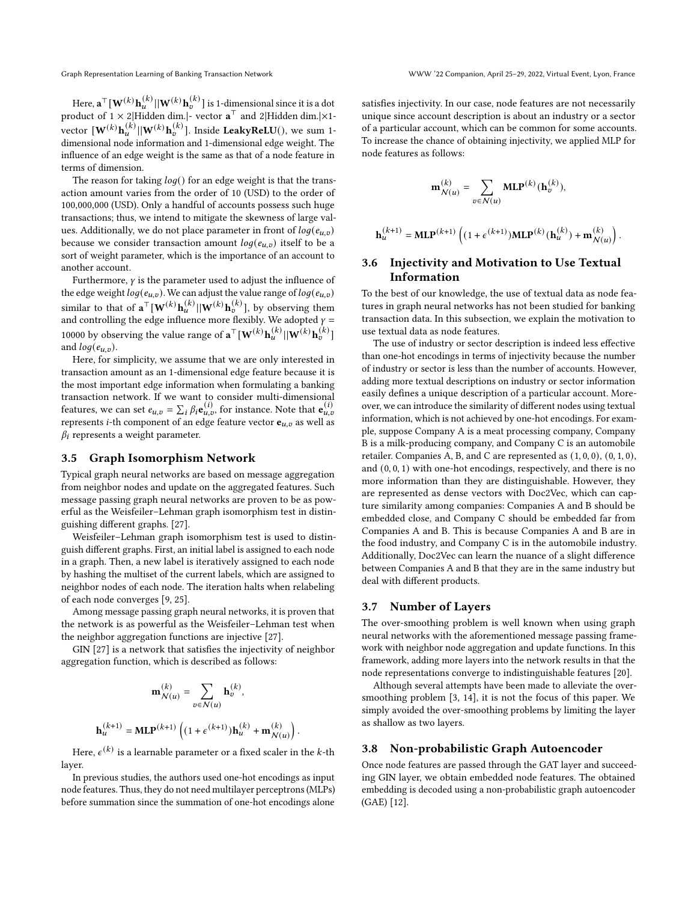Here, $\mathbf{a}^\top[\mathbf{W}^{(k)}\mathbf{h}_u^{(k)}||\mathbf{W}^{(k)}\mathbf{h}_v^{(k)}]$ is 1-dimensional since it is a dot product of $1 \times 2$|Hidden dim.|- vector $\mathbf{a}^\top$ and 2|Hidden dim.|×1-vector $[\mathbf{W}^{(k)}\mathbf{h}_u^{(k)}||\mathbf{W}^{(k)}\mathbf{h}_v^{(k)}]$. Inside **LeakyReLU**(), we sum 1-dimensional node information and 1-dimensional edge weight. The influence of an edge weight is the same as that of a node feature in terms of dimension.

The reason for taking $log()$ for an edge weight is that the transaction amount varies from the order of 10 (USD) to the order of 100,000,000 (USD). Only a handful of accounts possess such huge transactions; thus, we intend to mitigate the skewness of large values. Additionally, we do not place parameter in front of $log(e_{u,v})$ because we consider transaction amount $log(e_{u,v})$ itself to be a sort of weight parameter, which is the importance of an account to another account.

Furthermore, $\gamma$ is the parameter used to adjust the influence of the edge weight $log(e_{u,v})$. We can adjust the value range of $log(e_{u,v})$ similar to that of $\mathbf{a}^\top[\mathbf{W}^{(k)}\mathbf{h}_u^{(k)}||\mathbf{W}^{(k)}\mathbf{h}_v^{(k)}]$, by observing them and controlling the edge influence more flexibly. We adopted $\gamma = 10000$ by observing the value range of $\mathbf{a}^\top[\mathbf{W}^{(k)}\mathbf{h}_u^{(k)}||\mathbf{W}^{(k)}\mathbf{h}_v^{(k)}]$ and $log(e_{u,v})$.

Here, for simplicity, we assume that we are only interested in transaction amount as an 1-dimensional edge feature because it is the most important edge information when formulating a banking transaction network. If we want to consider multi-dimensional features, we can set $e_{u,v} = \sum_i \beta_i \mathbf{e}_{u,v}^{(i)}$, for instance. Note that $\mathbf{e}_{u,v}^{(i)}$ represents $i$-th component of an edge feature vector $\mathbf{e}_{u,v}$ as well as $\beta_i$ represents a weight parameter.

### 3.5 Graph Isomorphism Network

Typical graph neural networks are based on message aggregation from neighbor nodes and update on the aggregated features. Such message passing graph neural networks are proven to be as powerful as the Weisfeiler–Lehman graph isomorphism test in distinguishing different graphs. [27].

Weisfeiler–Lehman graph isomorphism test is used to distinguish different graphs. First, an initial label is assigned to each node in a graph. Then, a new label is iteratively assigned to each node by hashing the multiset of the current labels, which are assigned to neighbor nodes of each node. The iteration halts when relabeling of each node converges [9, 25].

Among message passing graph neural networks, it is proven that the network is as powerful as the Weisfeiler–Lehman test when the neighbor aggregation functions are injective [27].

GIN [27] is a network that satisfies the injectivity of neighbor aggregation function, which is described as follows:

$$\mathbf{m}_{\mathcal{N}(u)}^{(k)} = \sum_{v \in \mathcal{N}(u)} \mathbf{h}_v^{(k)},$$

$$\mathbf{h}_u^{(k+1)} = \mathbf{MLP}^{(k+1)}\left((1+\epsilon^{(k+1)})\mathbf{h}_u^{(k)} + \mathbf{m}_{\mathcal{N}(u)}^{(k)}\right).$$

Here, $\epsilon^{(k)}$ is a learnable parameter or a fixed scaler in the $k$-th layer.

In previous studies, the authors used one-hot encodings as input node features. Thus, they do not need multilayer perceptrons (MLPs) before summation since the summation of one-hot encodings alone satisfies injectivity. In our case, node features are not necessarily unique since account description is about an industry or a sector of a particular account, which can be common for some accounts. To increase the chance of obtaining injectivity, we applied MLP for node features as follows:

$$\mathbf{m}_{\mathcal{N}(u)}^{(k)} = \sum_{v \in \mathcal{N}(u)} \mathbf{MLP}^{(k)}(\mathbf{h}_v^{(k)}),$$

$$\mathbf{h}_u^{(k+1)} = \mathbf{MLP}^{(k+1)}\left((1+\epsilon^{(k+1)})\mathbf{MLP}^{(k)}(\mathbf{h}_u^{(k)}) + \mathbf{m}_{\mathcal{N}(u)}^{(k)}\right).$$

### 3.6 Injectivity and Motivation to Use Textual Information

To the best of our knowledge, the use of textual data as node features in graph neural networks has not been studied for banking transaction data. In this subsection, we explain the motivation to use textual data as node features.

The use of industry or sector description is indeed less effective than one-hot encodings in terms of injectivity because the number of industry or sector is less than the number of accounts. However, adding more textual descriptions on industry or sector information easily defines a unique description of a particular account. Moreover, we can introduce the similarity of different nodes using textual information, which is not achieved by one-hot encodings. For example, suppose Company A is a meat processing company, Company B is a milk-producing company, and Company C is an automobile retailer. Companies A, B, and C are represented as $(1, 0, 0)$, $(0, 1, 0)$, and $(0, 0, 1)$ with one-hot encodings, respectively, and there is no more information than they are distinguishable. However, they are represented as dense vectors with Doc2Vec, which can capture similarity among companies: Companies A and B should be embedded close, and Company C should be embedded far from Companies A and B. This is because Companies A and B are in the food industry, and Company C is in the automobile industry. Additionally, Doc2Vec can learn the nuance of a slight difference between Companies A and B that they are in the same industry but deal with different products.

### 3.7 Number of Layers

The over-smoothing problem is well known when using graph neural networks with the aforementioned message passing framework with neighbor node aggregation and update functions. In this framework, adding more layers into the network results in that the node representations converge to indistinguishable features [20].

Although several attempts have been made to alleviate the over-smoothing problem [3, 14], it is not the focus of this paper. We simply avoided the over-smoothing problems by limiting the layer as shallow as two layers.

### 3.8 Non-probabilistic Graph Autoencoder

Once node features are passed through the GAT layer and succeeding GIN layer, we obtain embedded node features. The obtained embedding is decoded using a non-probabilistic graph autoencoder (GAE) [12].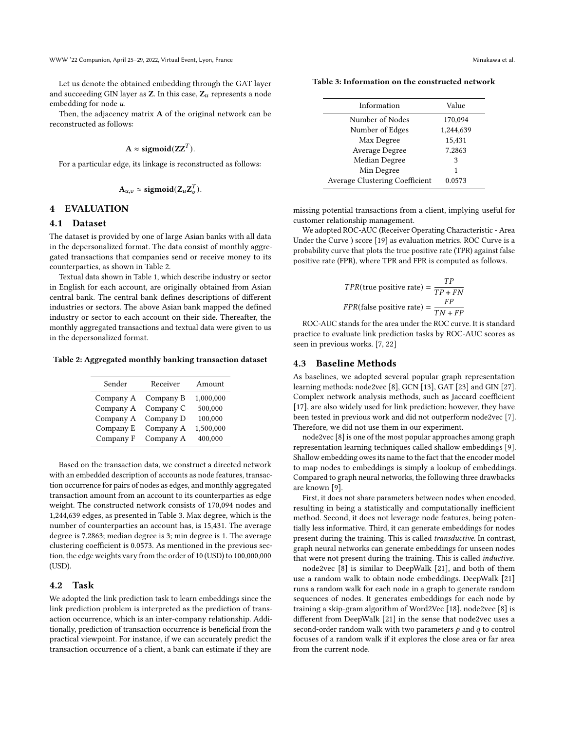Let us denote the obtained embedding through the GAT layer and succeeding GIN layer as $\mathbf{Z}$. In this case, $\mathbf{Z}_u$ represents a node embedding for node $u$.

Then, the adjacency matrix $\mathbf{A}$ of the original network can be reconstructed as follows:

$$\mathbf{A} \approx \mathbf{sigmoid}(\mathbf{Z}\mathbf{Z}^T).$$

For a particular edge, its linkage is reconstructed as follows:

$$\mathbf{A}_{u,v} \approx \mathbf{sigmoid}(\mathbf{Z}_u\mathbf{Z}_v^T).$$

## 4 EVALUATION

### 4.1 Dataset

The dataset is provided by one of large Asian banks with all data in the depersonalized format. The data consist of monthly aggregated transactions that companies send or receive money to its counterparties, as shown in Table 2.

Textual data shown in Table 1, which describe industry or sector in English for each account, are originally obtained from Asian central bank. The central bank defines descriptions of different industries or sectors. The above Asian bank mapped the defined industry or sector to each account on their side. Thereafter, the monthly aggregated transactions and textual data were given to us in the depersonalized format.

**Table 2: Aggregated monthly banking transaction dataset**

| Sender | Receiver | Amount |
|---|---|---|
| Company A | Company B | 1,000,000 |
| Company A | Company C | 500,000 |
| Company A | Company D | 100,000 |
| Company E | Company A | 1,500,000 |
| Company F | Company A | 400,000 |

Based on the transaction data, we construct a directed network with an embedded description of accounts as node features, transaction occurrence for pairs of nodes as edges, and monthly aggregated transaction amount from an account to its counterparties as edge weight. The constructed network consists of 170,094 nodes and 1,244,639 edges, as presented in Table 3. Max degree, which is the number of counterparties an account has, is 15,431. The average degree is 7.2863; median degree is 3; min degree is 1. The average clustering coefficient is 0.0573. As mentioned in the previous section, the edge weights vary from the order of 10 (USD) to 100,000,000 (USD).

**Table 3: Information on the constructed network**

| Information | Value |
|---|---|
| Number of Nodes | 170,094 |
| Number of Edges | 1,244,639 |
| Max Degree | 15,431 |
| Average Degree | 7.2863 |
| Median Degree | 3 |
| Min Degree | 1 |
| Average Clustering Coefficient | 0.0573 |

### 4.2 Task

We adopted the link prediction task to learn embeddings since the link prediction problem is interpreted as the prediction of transaction occurrence, which is an inter-company relationship. Additionally, prediction of transaction occurrence is beneficial from the practical viewpoint. For instance, if we can accurately predict the transaction occurrence of a client, a bank can estimate if they are missing potential transactions from a client, implying useful for customer relationship management.

We adopted ROC-AUC (Receiver Operating Characteristic - Area Under the Curve ) score [19] as evaluation metrics. ROC Curve is a probability curve that plots the true positive rate (TPR) against false positive rate (FPR), where TPR and FPR is computed as follows.

$$TPR(\text{true positive rate}) = \frac{TP}{TP + FN}$$

$$FPR(\text{false positive rate}) = \frac{FP}{TN + FP}$$

ROC-AUC stands for the area under the ROC curve. It is standard practice to evaluate link prediction tasks by ROC-AUC scores as seen in previous works. [7, 22]

### 4.3 Baseline Methods

As baselines, we adopted several popular graph representation learning methods: node2vec [8], GCN [13], GAT [23] and GIN [27]. Complex network analysis methods, such as Jaccard coefficient [17], are also widely used for link prediction; however, they have been tested in previous work and did not outperform node2vec [7]. Therefore, we did not use them in our experiment.

node2vec [8] is one of the most popular approaches among graph representation learning techniques called shallow embeddings [9]. Shallow embedding owes its name to the fact that the encoder model to map nodes to embeddings is simply a lookup of embeddings. Compared to graph neural networks, the following three drawbacks are known [9].

First, it does not share parameters between nodes when encoded, resulting in being a statistically and computationally inefficient method. Second, it does not leverage node features, being potentially less informative. Third, it can generate embeddings for nodes present during the training. This is called *transductive*. In contrast, graph neural networks can generate embeddings for unseen nodes that were not present during the training. This is called *inductive*.

node2vec [8] is similar to DeepWalk [21], and both of them use a random walk to obtain node embeddings. DeepWalk [21] runs a random walk for each node in a graph to generate random sequences of nodes. It generates embeddings for each node by training a skip-gram algorithm of Word2Vec [18]. node2vec [8] is different from DeepWalk [21] in the sense that node2vec uses a second-order random walk with two parameters $p$ and $q$ to control focuses of a random walk if it explores the close area or far area from the current node.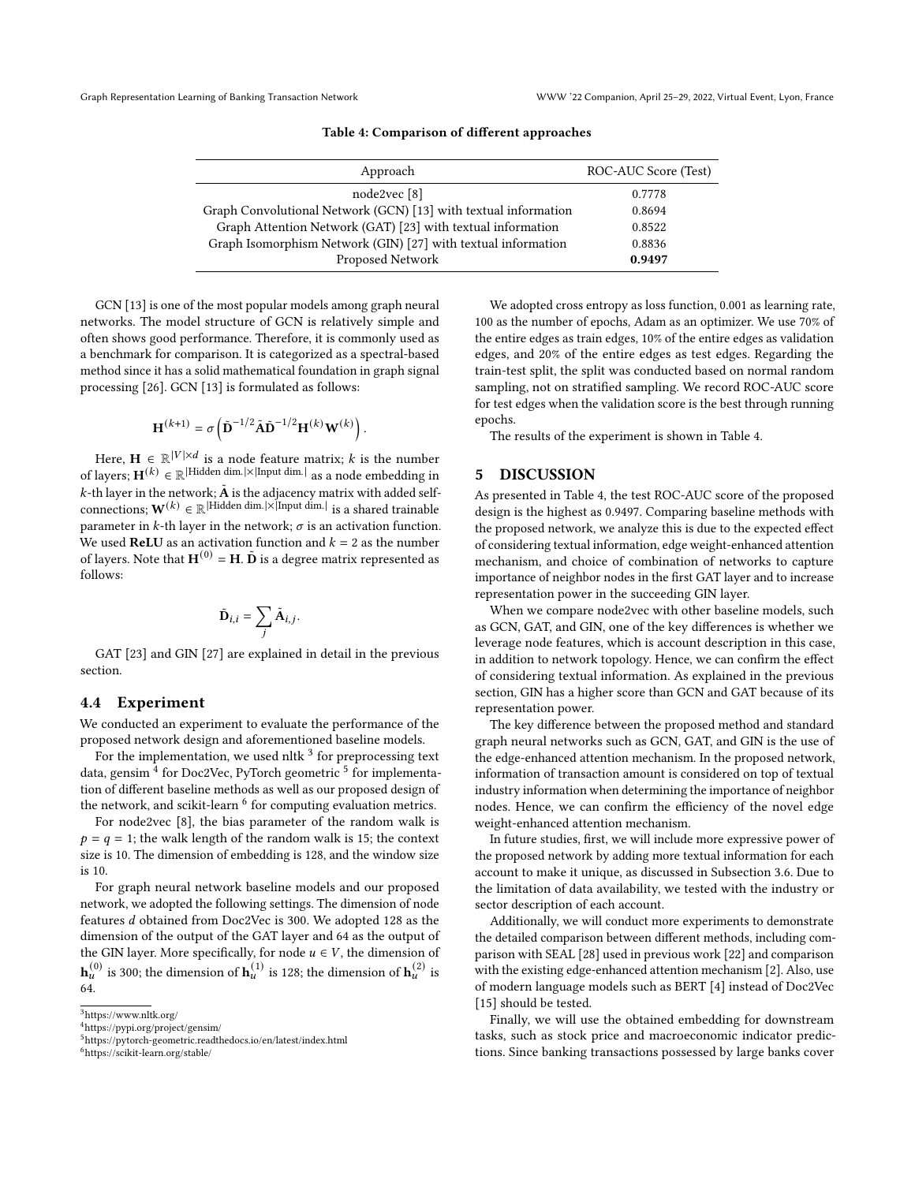Table 4: Comparison of different approaches

| Approach | ROC-AUC Score (Test) |
| --- | --- |
| node2vec [8] | 0.7778 |
| Graph Convolutional Network (GCN) [13] with textual information | 0.8694 |
| Graph Attention Network (GAT) [23] with textual information | 0.8522 |
| Graph Isomorphism Network (GIN) [27] with textual information | 0.8836 |
| Proposed Network | **0.9497** |

GCN [13] is one of the most popular models among graph neural networks. The model structure of GCN is relatively simple and often shows good performance. Therefore, it is commonly used as a benchmark for comparison. It is categorized as a spectral-based method since it has a solid mathematical foundation in graph signal processing [26]. GCN [13] is formulated as follows:

$$\mathbf{H}^{(k+1)} = \sigma\left(\tilde{\mathbf{D}}^{-1/2}\tilde{\mathbf{A}}\tilde{\mathbf{D}}^{-1/2}\mathbf{H}^{(k)}\mathbf{W}^{(k)}\right).$$

Here, $\mathbf{H} \in \mathbb{R}^{|V| \times d}$ is a node feature matrix; $k$ is the number of layers; $\mathbf{H}^{(k)} \in \mathbb{R}^{|\text{Hidden dim.}| \times |\text{Input dim.}|}$ as a node embedding in $k$-th layer in the network; $\tilde{\mathbf{A}}$ is the adjacency matrix with added self-connections; $\mathbf{W}^{(k)} \in \mathbb{R}^{|\text{Hidden dim.}| \times |\text{Input dim.}|}$ is a shared trainable parameter in $k$-th layer in the network; $\sigma$ is an activation function. We used **ReLU** as an activation function and $k = 2$ as the number of layers. Note that $\mathbf{H}^{(0)} = \mathbf{H}$. $\tilde{\mathbf{D}}$ is a degree matrix represented as follows:

$$\tilde{\mathbf{D}}_{i,i} = \sum_j \tilde{\mathbf{A}}_{i,j}.$$

GAT [23] and GIN [27] are explained in detail in the previous section.

### 4.4 Experiment

We conducted an experiment to evaluate the performance of the proposed network design and aforementioned baseline models.

For the implementation, we used nltk [3] for preprocessing text data, gensim [4] for Doc2Vec, PyTorch geometric [5] for implementation of different baseline methods as well as our proposed design of the network, and scikit-learn [6] for computing evaluation metrics.

For node2vec [8], the bias parameter of the random walk is $p = q = 1$; the walk length of the random walk is 15; the context size is 10. The dimension of embedding is 128, and the window size is 10.

For graph neural network baseline models and our proposed network, we adopted the following settings. The dimension of node features $d$ obtained from Doc2Vec is 300. We adopted 128 as the dimension of the output of the GAT layer and 64 as the output of the GIN layer. More specifically, for node $u \in V$, the dimension of $\mathbf{h}_u^{(0)}$ is 300; the dimension of $\mathbf{h}_u^{(1)}$ is 128; the dimension of $\mathbf{h}_u^{(2)}$ is 64.

We adopted cross entropy as loss function, 0.001 as learning rate, 100 as the number of epochs, Adam as an optimizer. We use 70% of the entire edges as train edges, 10% of the entire edges as validation edges, and 20% of the entire edges as test edges. Regarding the train-test split, the split was conducted based on normal random sampling, not on stratified sampling. We record ROC-AUC score for test edges when the validation score is the best through running epochs.

The results of the experiment is shown in Table 4.

## 5 DISCUSSION

As presented in Table 4, the test ROC-AUC score of the proposed design is the highest as 0.9497. Comparing baseline methods with the proposed network, we analyze this is due to the expected effect of considering textual information, edge weight-enhanced attention mechanism, and choice of combination of networks to capture importance of neighbor nodes in the first GAT layer and to increase representation power in the succeeding GIN layer.

When we compare node2vec with other baseline models, such as GCN, GAT, and GIN, one of the key differences is whether we leverage node features, which is account description in this case, in addition to network topology. Hence, we can confirm the effect of considering textual information. As explained in the previous section, GIN has a higher score than GCN and GAT because of its representation power.

The key difference between the proposed method and standard graph neural networks such as GCN, GAT, and GIN is the use of the edge-enhanced attention mechanism. In the proposed network, information of transaction amount is considered on top of textual industry information when determining the importance of neighbor nodes. Hence, we can confirm the efficiency of the novel edge weight-enhanced attention mechanism.

In future studies, first, we will include more expressive power of the proposed network by adding more textual information for each account to make it unique, as discussed in Subsection 3.6. Due to the limitation of data availability, we tested with the industry or sector description of each account.

Additionally, we will conduct more experiments to demonstrate the detailed comparison between different methods, including comparison with SEAL [28] used in previous work [22] and comparison with the existing edge-enhanced attention mechanism [2]. Also, use of modern language models such as BERT [4] instead of Doc2Vec [15] should be tested.

Finally, we will use the obtained embedding for downstream tasks, such as stock price and macroeconomic indicator predictions. Since banking transactions possessed by large banks cover

[3] https://www.nltk.org/
[4] https://pypi.org/project/gensim/
[5] https://pytorch-geometric.readthedocs.io/en/latest/index.html
[6] https://scikit-learn.org/stable/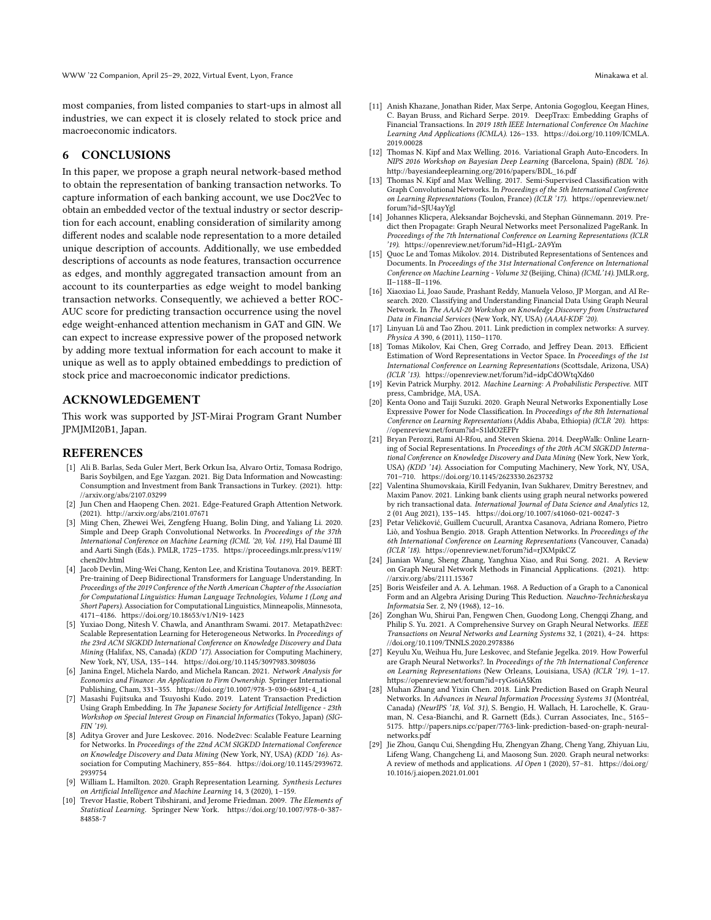most companies, from listed companies to start-ups in almost all industries, we can expect it is closely related to stock price and macroeconomic indicators.

## 6 CONCLUSIONS

In this paper, we propose a graph neural network-based method to obtain the representation of banking transaction networks. To capture information of each banking account, we use Doc2Vec to obtain an embedded vector of the textual industry or sector description for each account, enabling consideration of similarity among different nodes and scalable node representation to a more detailed unique description of accounts. Additionally, we use embedded descriptions of accounts as node features, transaction occurrence as edges, and monthly aggregated transaction amount from an account to its counterparties as edge weight to model banking transaction networks. Consequently, we achieved a better ROC-AUC score for predicting transaction occurrence using the novel edge weight-enhanced attention mechanism in GAT and GIN. We can expect to increase expressive power of the proposed network by adding more textual information for each account to make it unique as well as to apply obtained embeddings to prediction of stock price and macroeconomic indicator predictions.

## ACKNOWLEDGEMENT

This work was supported by JST-Mirai Program Grant Number JPMJMI20B1, Japan.

## REFERENCES

[1] Ali B. Barlas, Seda Guler Mert, Berk Orkun Isa, Alvaro Ortiz, Tomasa Rodrigo, Baris Soybilgen, and Ege Yazgan. 2021. Big Data Information and Nowcasting: Consumption and Investment from Bank Transactions in Turkey. (2021). http://arxiv.org/abs/2107.03299

[2] Jun Chen and Haopeng Chen. 2021. Edge-Featured Graph Attention Network. (2021). http://arxiv.org/abs/2101.07671

[3] Ming Chen, Zhewei Wei, Zengfeng Huang, Bolin Ding, and Yaliang Li. 2020. Simple and Deep Graph Convolutional Networks. In *Proceedings of the 37th International Conference on Machine Learning (ICML '20, Vol. 119)*, Hal Daumé III and Aarti Singh (Eds.). PMLR, 1725–1735. https://proceedings.mlr.press/v119/chen20v.html

[4] Jacob Devlin, Ming-Wei Chang, Kenton Lee, and Kristina Toutanova. 2019. BERT: Pre-training of Deep Bidirectional Transformers for Language Understanding. In *Proceedings of the 2019 Conference of the North American Chapter of the Association for Computational Linguistics: Human Language Technologies, Volume 1 (Long and Short Papers)*. Association for Computational Linguistics, Minneapolis, Minnesota, 4171–4186. https://doi.org/10.18653/v1/N19-1423

[5] Yuxiao Dong, Nitesh V. Chawla, and Ananthram Swami. 2017. Metapath2vec: Scalable Representation Learning for Heterogeneous Networks. In *Proceedings of the 23rd ACM SIGKDD International Conference on Knowledge Discovery and Data Mining* (Halifax, NS, Canada) *(KDD '17)*. Association for Computing Machinery, New York, NY, USA, 135–144. https://doi.org/10.1145/3097983.3098036

[6] Janina Engel, Michela Nardo, and Michela Rancan. 2021. *Network Analysis for Economics and Finance: An Application to Firm Ownership*. Springer International Publishing, Cham, 331–355. https://doi.org/10.1007/978-3-030-66891-4_14

[7] Masashi Fujitsuka and Tsuyoshi Kudo. 2019. Latent Transaction Prediction Using Graph Embedding. In *The Japanese Society for Artificial Intelligence - 23th Workshop on Special Interest Group on Financial Informatics* (Tokyo, Japan) *(SIG-FIN '19)*.

[8] Aditya Grover and Jure Leskovec. 2016. Node2vec: Scalable Feature Learning for Networks. In *Proceedings of the 22nd ACM SIGKDD International Conference on Knowledge Discovery and Data Mining* (New York, NY, USA) *(KDD '16)*. Association for Computing Machinery, 855–864. https://doi.org/10.1145/2939672.2939754

[9] William L. Hamilton. 2020. Graph Representation Learning. *Synthesis Lectures on Artificial Intelligence and Machine Learning* 14, 3 (2020), 1–159.

[10] Trevor Hastie, Robert Tibshirani, and Jerome Friedman. 2009. *The Elements of Statistical Learning*. Springer New York. https://doi.org/10.1007/978-0-387-84858-7

[11] Anish Khazane, Jonathan Rider, Max Serpe, Antonia Gogoglou, Keegan Hines, C. Bayan Bruss, and Richard Serpe. 2019. DeepTrax: Embedding Graphs of Financial Transactions. In *2019 18th IEEE International Conference On Machine Learning And Applications (ICMLA)*. 126–133. https://doi.org/10.1109/ICMLA.2019.00028

[12] Thomas N. Kipf and Max Welling. 2016. Variational Graph Auto-Encoders. In *NIPS 2016 Workshop on Bayesian Deep Learning* (Barcelona, Spain) *(BDL '16)*. http://bayesiandeeplearning.org/2016/papers/BDL_16.pdf

[13] Thomas N. Kipf and Max Welling. 2017. Semi-Supervised Classification with Graph Convolutional Networks. In *Proceedings of the 5th International Conference on Learning Representations* (Toulon, France) *(ICLR '17)*. https://openreview.net/forum?id=SJU4ayYgl

[14] Johannes Klicpera, Aleksandar Bojchevski, and Stephan Günnemann. 2019. Predict then Propagate: Graph Neural Networks meet Personalized PageRank. In *Proceedings of the 7th International Conference on Learning Representations (ICLR '19)*. https://openreview.net/forum?id=H1gL-2A9Ym

[15] Quoc Le and Tomas Mikolov. 2014. Distributed Representations of Sentences and Documents. In *Proceedings of the 31st International Conference on International Conference on Machine Learning - Volume 32* (Beijing, China) *(ICML'14)*. JMLR.org, II–1188–II–1196.

[16] Xiaoxiao Li, Joao Saude, Prashant Reddy, Manuela Veloso, JP Morgan, and AI Research. 2020. Classifying and Understanding Financial Data Using Graph Neural Network. In *The AAAI-20 Workshop on Knowledge Discovery from Unstructured Data in Financial Services* (New York, NY, USA) *(AAAI-KDF '20)*.

[17] Linyuan Lü and Tao Zhou. 2011. Link prediction in complex networks: A survey. *Physica A* 390, 6 (2011), 1150–1170.

[18] Tomas Mikolov, Kai Chen, Greg Corrado, and Jeffrey Dean. 2013. Efficient Estimation of Word Representations in Vector Space. In *Proceedings of the 1st International Conference on Learning Representations* (Scottsdale, Arizona, USA) *(ICLR '13)*. https://openreview.net/forum?id=idpCdOWtqXd60

[19] Kevin Patrick Murphy. 2012. *Machine Learning: A Probabilistic Perspective*. MIT press, Cambridge, MA, USA.

[20] Kenta Oono and Taiji Suzuki. 2020. Graph Neural Networks Exponentially Lose Expressive Power for Node Classification. In *Proceedings of the 8th International Conference on Learning Representations* (Addis Ababa, Ethiopia) *(ICLR '20)*. https://openreview.net/forum?id=S1ldO2EFPr

[21] Bryan Perozzi, Rami Al-Rfou, and Steven Skiena. 2014. DeepWalk: Online Learning of Social Representations. In *Proceedings of the 20th ACM SIGKDD International Conference on Knowledge Discovery and Data Mining* (New York, New York, USA) *(KDD '14)*. Association for Computing Machinery, New York, NY, USA, 701–710. https://doi.org/10.1145/2623330.2623732

[22] Valentina Shumovskaia, Kirill Fedyanin, Ivan Sukharev, Dmitry Berestnev, and Maxim Panov. 2021. Linking bank clients using graph neural networks powered by rich transactional data. *International Journal of Data Science and Analytics* 12, 2 (01 Aug 2021), 135–145. https://doi.org/10.1007/s41060-021-00247-3

[23] Petar Veličković, Guillem Cucurull, Arantxa Casanova, Adriana Romero, Pietro Liò, and Yoshua Bengio. 2018. Graph Attention Networks. In *Proceedings of the 6th International Conference on Learning Representations* (Vancouver, Canada) *(ICLR '18)*. https://openreview.net/forum?id=rJXMpikCZ

[24] Jianian Wang, Sheng Zhang, Yanghua Xiao, and Rui Song. 2021. A Review on Graph Neural Network Methods in Financial Applications. (2021). http://arxiv.org/abs/2111.15367

[25] Boris Weisfeiler and A. A. Lehman. 1968. A Reduction of a Graph to a Canonical Form and an Algebra Arising During This Reduction. *Nauchno-Technicheskaya Informatsia* Ser. 2, N9 (1968), 12–16.

[26] Zonghan Wu, Shirui Pan, Fengwen Chen, Guodong Long, Chengqi Zhang, and Philip S. Yu. 2021. A Comprehensive Survey on Graph Neural Networks. *IEEE Transactions on Neural Networks and Learning Systems* 32, 1 (2021), 4–24. https://doi.org/10.1109/TNNLS.2020.2978386

[27] Keyulu Xu, Weihua Hu, Jure Leskovec, and Stefanie Jegelka. 2019. How Powerful are Graph Neural Networks?. In *Proceedings of the 7th International Conference on Learning Representations* (New Orleans, Louisiana, USA) *(ICLR '19)*. 1–17. https://openreview.net/forum?id=ryGs6iA5Km

[28] Muhan Zhang and Yixin Chen. 2018. Link Prediction Based on Graph Neural Networks. In *Advances in Neural Information Processing Systems 31* (Montréal, Canada) *(NeurIPS '18, Vol. 31)*, S. Bengio, H. Wallach, H. Larochelle, K. Grauman, N. Cesa-Bianchi, and R. Garnett (Eds.). Curran Associates, Inc., 5165–5175. http://papers.nips.cc/paper/7763-link-prediction-based-on-graph-neural-networks.pdf

[29] Jie Zhou, Ganqu Cui, Shengding Hu, Zhengyan Zhang, Cheng Yang, Zhiyuan Liu, Lifeng Wang, Changcheng Li, and Maosong Sun. 2020. Graph neural networks: A review of methods and applications. *AI Open* 1 (2020), 57–81. https://doi.org/10.1016/j.aiopen.2021.01.001